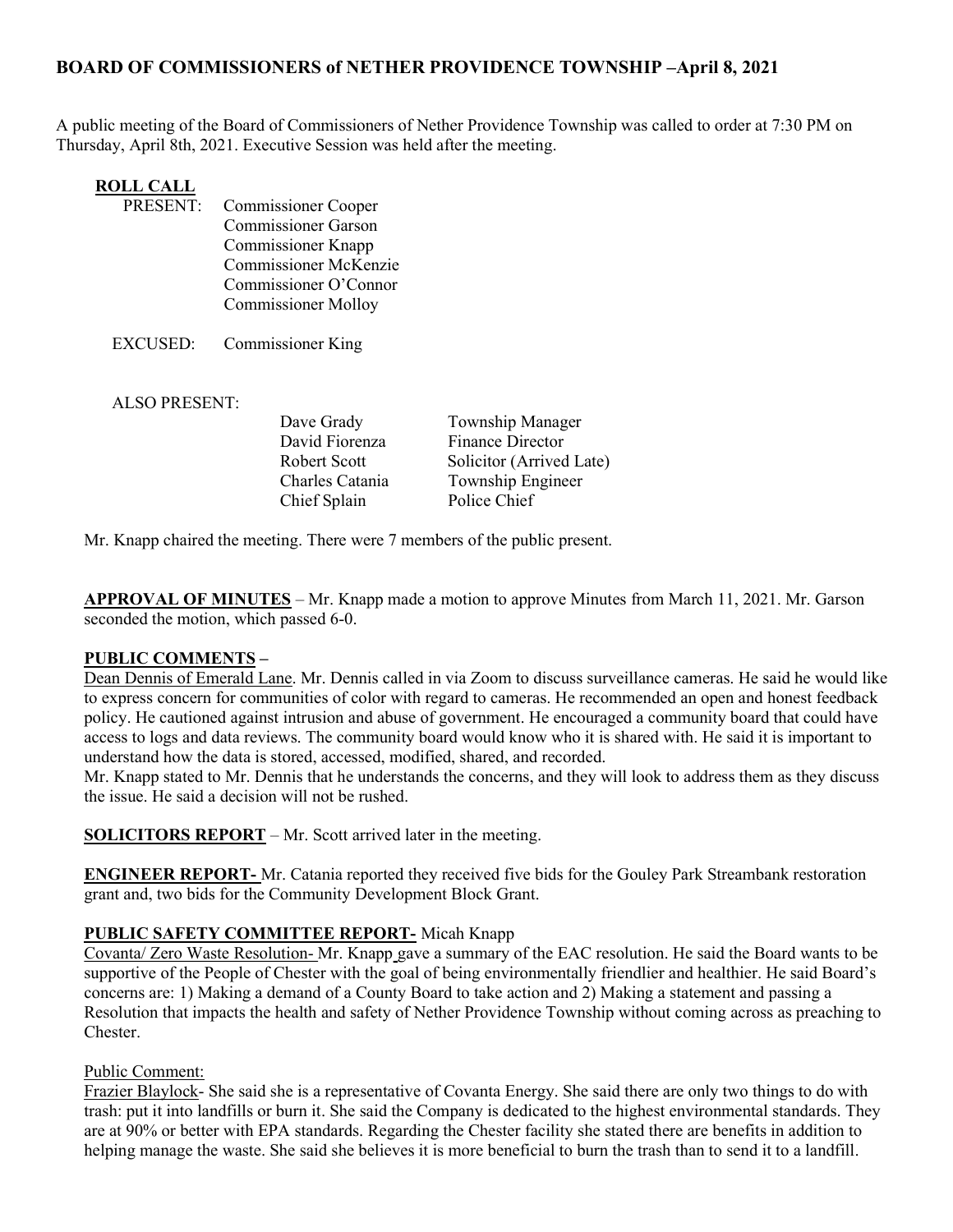# BOARD OF COMMISSIONERS of NETHER PROVIDENCE TOWNSHIP –April 8, 2021

A public meeting of the Board of Commissioners of Nether Providence Township was called to order at 7:30 PM on Thursday, April 8th, 2021. Executive Session was held after the meeting.

**ROLL CALL**

PRESENT: Commissioner Cooper
Commissioner Garson
Commissioner Knapp
Commissioner McKenzie
Commissioner O'Connor
Commissioner Molloy

EXCUSED: Commissioner King

ALSO PRESENT:

| | |
|---|---|
| Dave Grady | Township Manager |
| David Fiorenza | Finance Director |
| Robert Scott | Solicitor (Arrived Late) |
| Charles Catania | Township Engineer |
| Chief Splain | Police Chief |

Mr. Knapp chaired the meeting. There were 7 members of the public present.

**APPROVAL OF MINUTES** – Mr. Knapp made a motion to approve Minutes from March 11, 2021. Mr. Garson seconded the motion, which passed 6-0.

**PUBLIC COMMENTS –**

Dean Dennis of Emerald Lane. Mr. Dennis called in via Zoom to discuss surveillance cameras. He said he would like to express concern for communities of color with regard to cameras. He recommended an open and honest feedback policy. He cautioned against intrusion and abuse of government. He encouraged a community board that could have access to logs and data reviews. The community board would know who it is shared with. He said it is important to understand how the data is stored, accessed, modified, shared, and recorded.

Mr. Knapp stated to Mr. Dennis that he understands the concerns, and they will look to address them as they discuss the issue. He said a decision will not be rushed.

**SOLICITORS REPORT** – Mr. Scott arrived later in the meeting.

**ENGINEER REPORT-** Mr. Catania reported they received five bids for the Gouley Park Streambank restoration grant and, two bids for the Community Development Block Grant.

**PUBLIC SAFETY COMMITTEE REPORT-** Micah Knapp

Covanta/ Zero Waste Resolution- Mr. Knapp gave a summary of the EAC resolution. He said the Board wants to be supportive of the People of Chester with the goal of being environmentally friendlier and healthier. He said Board's concerns are: 1) Making a demand of a County Board to take action and 2) Making a statement and passing a Resolution that impacts the health and safety of Nether Providence Township without coming across as preaching to Chester.

Public Comment:

Frazier Blaylock- She said she is a representative of Covanta Energy. She said there are only two things to do with trash: put it into landfills or burn it. She said the Company is dedicated to the highest environmental standards. They are at 90% or better with EPA standards. Regarding the Chester facility she stated there are benefits in addition to helping manage the waste. She said she believes it is more beneficial to burn the trash than to send it to a landfill.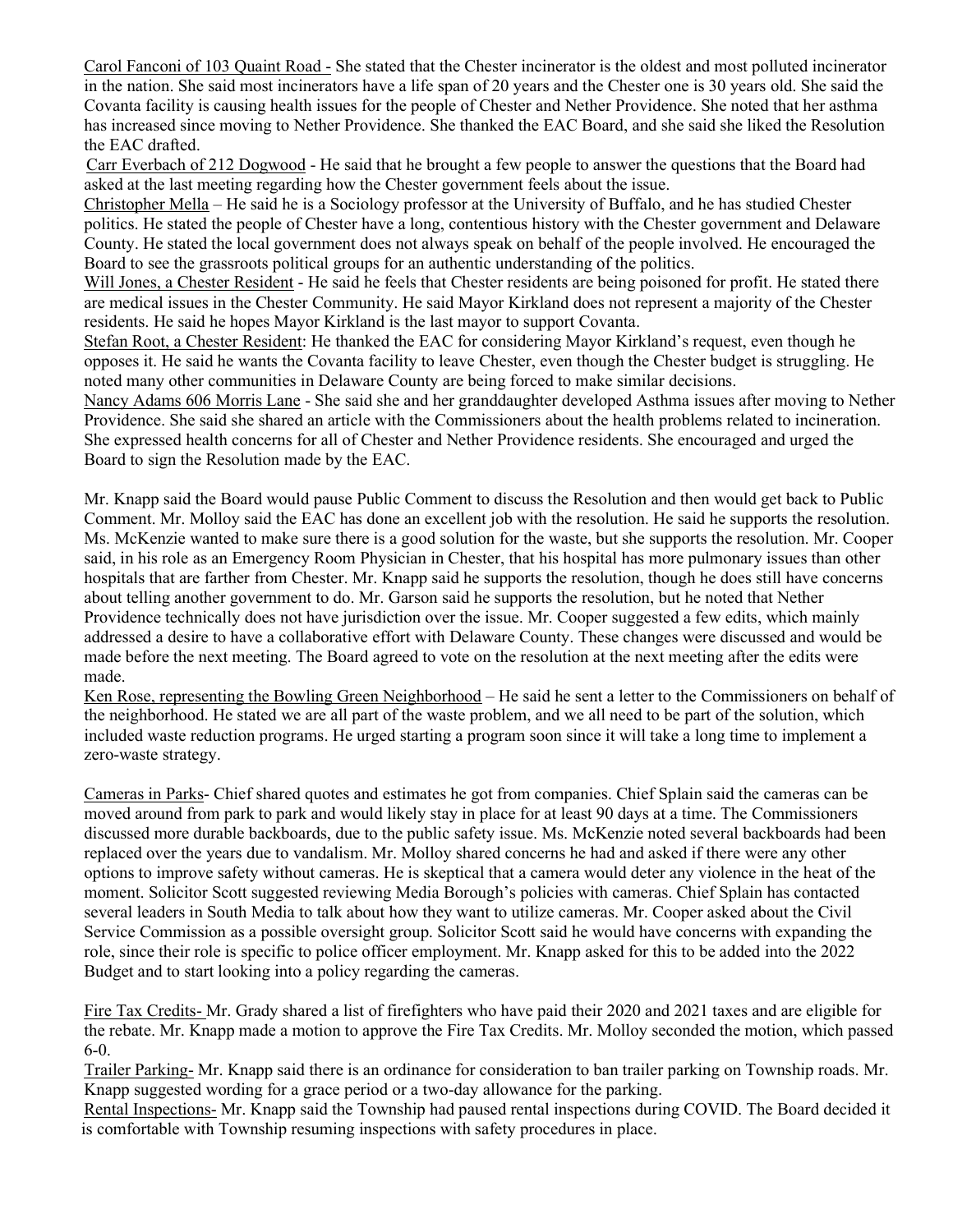Carol Fanconi of 103 Quaint Road - She stated that the Chester incinerator is the oldest and most polluted incinerator in the nation. She said most incinerators have a life span of 20 years and the Chester one is 30 years old. She said the Covanta facility is causing health issues for the people of Chester and Nether Providence. She noted that her asthma has increased since moving to Nether Providence. She thanked the EAC Board, and she said she liked the Resolution the EAC drafted.

Carr Everbach of 212 Dogwood - He said that he brought a few people to answer the questions that the Board had asked at the last meeting regarding how the Chester government feels about the issue.

Christopher Mella – He said he is a Sociology professor at the University of Buffalo, and he has studied Chester politics. He stated the people of Chester have a long, contentious history with the Chester government and Delaware County. He stated the local government does not always speak on behalf of the people involved. He encouraged the Board to see the grassroots political groups for an authentic understanding of the politics.

Will Jones, a Chester Resident - He said he feels that Chester residents are being poisoned for profit. He stated there are medical issues in the Chester Community. He said Mayor Kirkland does not represent a majority of the Chester residents. He said he hopes Mayor Kirkland is the last mayor to support Covanta.

Stefan Root, a Chester Resident: He thanked the EAC for considering Mayor Kirkland's request, even though he opposes it. He said he wants the Covanta facility to leave Chester, even though the Chester budget is struggling. He noted many other communities in Delaware County are being forced to make similar decisions.

Nancy Adams 606 Morris Lane - She said she and her granddaughter developed Asthma issues after moving to Nether Providence. She said she shared an article with the Commissioners about the health problems related to incineration. She expressed health concerns for all of Chester and Nether Providence residents. She encouraged and urged the Board to sign the Resolution made by the EAC.

Mr. Knapp said the Board would pause Public Comment to discuss the Resolution and then would get back to Public Comment. Mr. Molloy said the EAC has done an excellent job with the resolution. He said he supports the resolution. Ms. McKenzie wanted to make sure there is a good solution for the waste, but she supports the resolution. Mr. Cooper said, in his role as an Emergency Room Physician in Chester, that his hospital has more pulmonary issues than other hospitals that are farther from Chester. Mr. Knapp said he supports the resolution, though he does still have concerns about telling another government to do. Mr. Garson said he supports the resolution, but he noted that Nether Providence technically does not have jurisdiction over the issue. Mr. Cooper suggested a few edits, which mainly addressed a desire to have a collaborative effort with Delaware County. These changes were discussed and would be made before the next meeting. The Board agreed to vote on the resolution at the next meeting after the edits were made.

Ken Rose, representing the Bowling Green Neighborhood – He said he sent a letter to the Commissioners on behalf of the neighborhood. He stated we are all part of the waste problem, and we all need to be part of the solution, which included waste reduction programs. He urged starting a program soon since it will take a long time to implement a zero-waste strategy.

Cameras in Parks- Chief shared quotes and estimates he got from companies. Chief Splain said the cameras can be moved around from park to park and would likely stay in place for at least 90 days at a time. The Commissioners discussed more durable backboards, due to the public safety issue. Ms. McKenzie noted several backboards had been replaced over the years due to vandalism. Mr. Molloy shared concerns he had and asked if there were any other options to improve safety without cameras. He is skeptical that a camera would deter any violence in the heat of the moment. Solicitor Scott suggested reviewing Media Borough's policies with cameras. Chief Splain has contacted several leaders in South Media to talk about how they want to utilize cameras. Mr. Cooper asked about the Civil Service Commission as a possible oversight group. Solicitor Scott said he would have concerns with expanding the role, since their role is specific to police officer employment. Mr. Knapp asked for this to be added into the 2022 Budget and to start looking into a policy regarding the cameras.

Fire Tax Credits- Mr. Grady shared a list of firefighters who have paid their 2020 and 2021 taxes and are eligible for the rebate. Mr. Knapp made a motion to approve the Fire Tax Credits. Mr. Molloy seconded the motion, which passed 6-0.

Trailer Parking- Mr. Knapp said there is an ordinance for consideration to ban trailer parking on Township roads. Mr. Knapp suggested wording for a grace period or a two-day allowance for the parking.

Rental Inspections- Mr. Knapp said the Township had paused rental inspections during COVID. The Board decided it is comfortable with Township resuming inspections with safety procedures in place.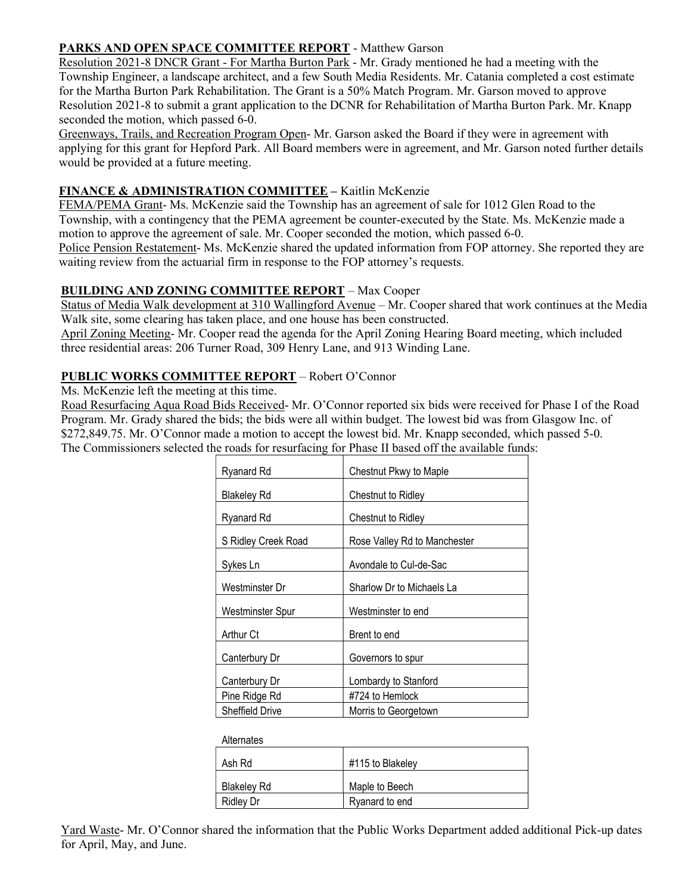**<u>PARKS AND OPEN SPACE COMMITTEE REPORT</u>** - Matthew Garson

<u>Resolution 2021-8 DNCR Grant - For Martha Burton Park</u> - Mr. Grady mentioned he had a meeting with the Township Engineer, a landscape architect, and a few South Media Residents. Mr. Catania completed a cost estimate for the Martha Burton Park Rehabilitation. The Grant is a 50% Match Program. Mr. Garson moved to approve Resolution 2021-8 to submit a grant application to the DCNR for Rehabilitation of Martha Burton Park. Mr. Knapp seconded the motion, which passed 6-0.

<u>Greenways, Trails, and Recreation Program Open</u>- Mr. Garson asked the Board if they were in agreement with applying for this grant for Hepford Park. All Board members were in agreement, and Mr. Garson noted further details would be provided at a future meeting.

**<u>FINANCE & ADMINISTRATION COMMITTEE</u> –** Kaitlin McKenzie

<u>FEMA/PEMA Grant</u>- Ms. McKenzie said the Township has an agreement of sale for 1012 Glen Road to the Township, with a contingency that the PEMA agreement be counter-executed by the State. Ms. McKenzie made a motion to approve the agreement of sale. Mr. Cooper seconded the motion, which passed 6-0.

<u>Police Pension Restatement</u>- Ms. McKenzie shared the updated information from FOP attorney. She reported they are waiting review from the actuarial firm in response to the FOP attorney's requests.

**<u>BUILDING AND ZONING COMMITTEE REPORT</u>** – Max Cooper

<u>Status of Media Walk development at 310 Wallingford Avenue</u> – Mr. Cooper shared that work continues at the Media Walk site, some clearing has taken place, and one house has been constructed.

<u>April Zoning Meeting</u>- Mr. Cooper read the agenda for the April Zoning Hearing Board meeting, which included three residential areas: 206 Turner Road, 309 Henry Lane, and 913 Winding Lane.

**<u>PUBLIC WORKS COMMITTEE REPORT</u>** – Robert O'Connor

Ms. McKenzie left the meeting at this time.

<u>Road Resurfacing Aqua Road Bids Received</u>- Mr. O'Connor reported six bids were received for Phase I of the Road Program. Mr. Grady shared the bids; the bids were all within budget. The lowest bid was from Glasgow Inc. of $272,849.75. Mr. O'Connor made a motion to accept the lowest bid. Mr. Knapp seconded, which passed 5-0.

The Commissioners selected the roads for resurfacing for Phase II based off the available funds:

| Road | Segment |
|---|---|
| Ryanard Rd | Chestnut Pkwy to Maple |
| Blakeley Rd | Chestnut to Ridley |
| Ryanard Rd | Chestnut to Ridley |
| S Ridley Creek Road | Rose Valley Rd to Manchester |
| Sykes Ln | Avondale to Cul-de-Sac |
| Westminster Dr | Sharlow Dr to Michaels La |
| Westminster Spur | Westminster to end |
| Arthur Ct | Brent to end |
| Canterbury Dr | Governors to spur |
| Canterbury Dr | Lombardy to Stanford |
| Pine Ridge Rd | #724 to Hemlock |
| Sheffield Drive | Morris to Georgetown |

Alternates

| Road | Segment |
|---|---|
| Ash Rd | #115 to Blakeley |
| Blakeley Rd | Maple to Beech |
| Ridley Dr | Ryanard to end |

<u>Yard Waste</u>- Mr. O'Connor shared the information that the Public Works Department added additional Pick-up dates for April, May, and June.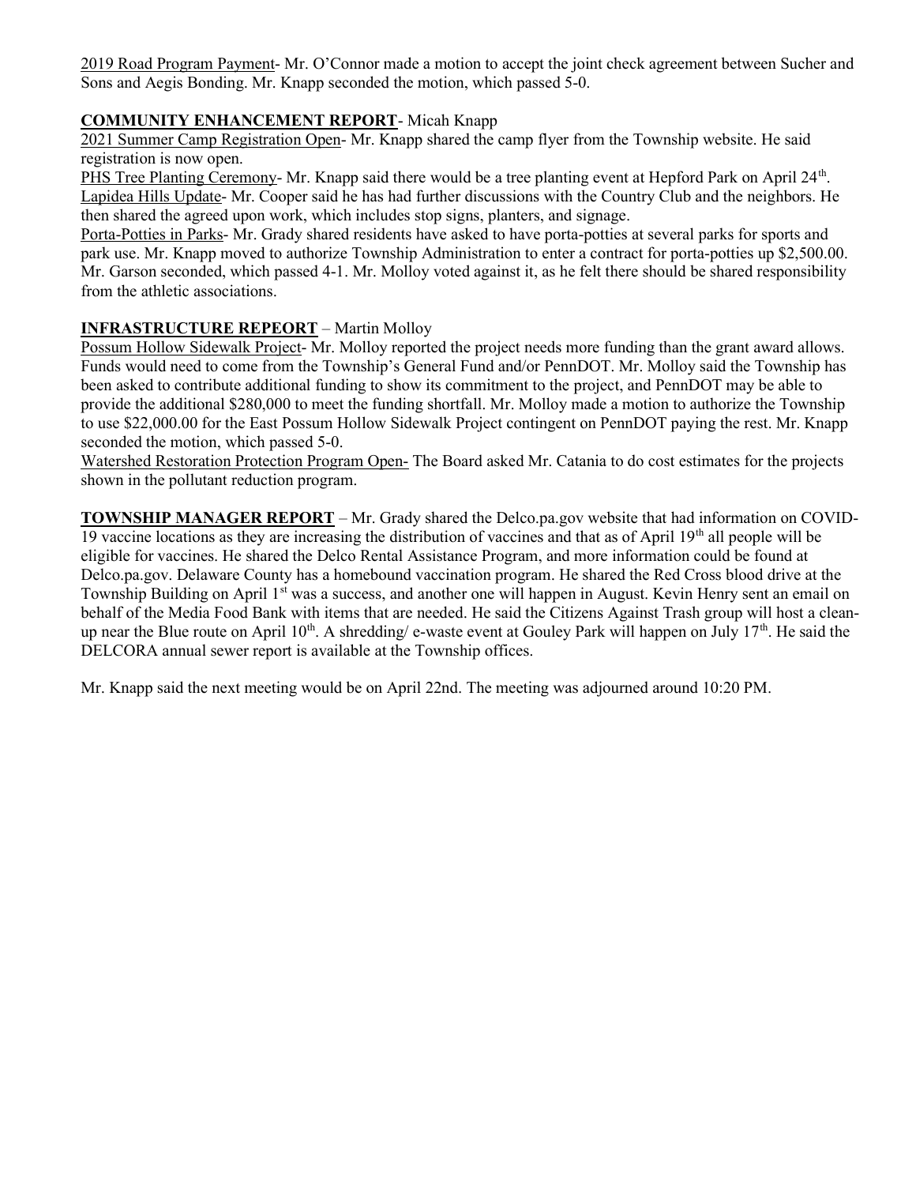2019 Road Program Payment- Mr. O'Connor made a motion to accept the joint check agreement between Sucher and Sons and Aegis Bonding. Mr. Knapp seconded the motion, which passed 5-0.

**COMMUNITY ENHANCEMENT REPORT**- Micah Knapp

2021 Summer Camp Registration Open- Mr. Knapp shared the camp flyer from the Township website. He said registration is now open.

PHS Tree Planting Ceremony- Mr. Knapp said there would be a tree planting event at Hepford Park on April 24th.

Lapidea Hills Update- Mr. Cooper said he has had further discussions with the Country Club and the neighbors. He then shared the agreed upon work, which includes stop signs, planters, and signage.

Porta-Potties in Parks- Mr. Grady shared residents have asked to have porta-potties at several parks for sports and park use. Mr. Knapp moved to authorize Township Administration to enter a contract for porta-potties up $2,500.00. Mr. Garson seconded, which passed 4-1. Mr. Molloy voted against it, as he felt there should be shared responsibility from the athletic associations.

**INFRASTRUCTURE REPEORT** – Martin Molloy

Possum Hollow Sidewalk Project- Mr. Molloy reported the project needs more funding than the grant award allows. Funds would need to come from the Township's General Fund and/or PennDOT. Mr. Molloy said the Township has been asked to contribute additional funding to show its commitment to the project, and PennDOT may be able to provide the additional $280,000 to meet the funding shortfall. Mr. Molloy made a motion to authorize the Township to use $22,000.00 for the East Possum Hollow Sidewalk Project contingent on PennDOT paying the rest. Mr. Knapp seconded the motion, which passed 5-0.

Watershed Restoration Protection Program Open- The Board asked Mr. Catania to do cost estimates for the projects shown in the pollutant reduction program.

**TOWNSHIP MANAGER REPORT** – Mr. Grady shared the Delco.pa.gov website that had information on COVID-19 vaccine locations as they are increasing the distribution of vaccines and that as of April 19th all people will be eligible for vaccines. He shared the Delco Rental Assistance Program, and more information could be found at Delco.pa.gov. Delaware County has a homebound vaccination program. He shared the Red Cross blood drive at the Township Building on April 1st was a success, and another one will happen in August. Kevin Henry sent an email on behalf of the Media Food Bank with items that are needed. He said the Citizens Against Trash group will host a clean-up near the Blue route on April 10th. A shredding/ e-waste event at Gouley Park will happen on July 17th. He said the DELCORA annual sewer report is available at the Township offices.

Mr. Knapp said the next meeting would be on April 22nd. The meeting was adjourned around 10:20 PM.